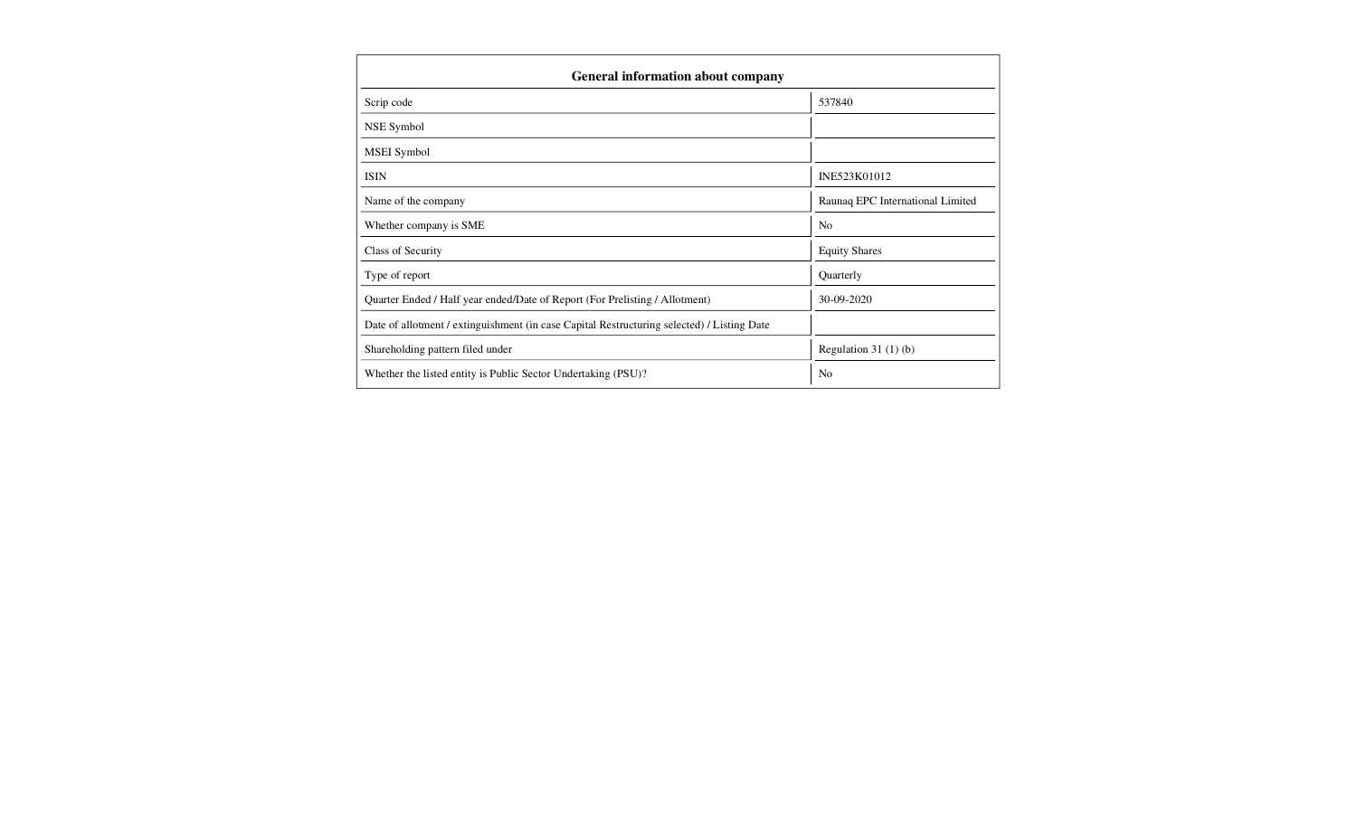# General information about company

| | |
|---|---|
| Scrip code | 537840 |
| NSE Symbol | |
| MSEI Symbol | |
| ISIN | INE523K01012 |
| Name of the company | Raunaq EPC International Limited |
| Whether company is SME | No |
| Class of Security | Equity Shares |
| Type of report | Quarterly |
| Quarter Ended / Half year ended/Date of Report (For Prelisting / Allotment) | 30-09-2020 |
| Date of allotment / extinguishment (in case Capital Restructuring selected) / Listing Date | |
| Shareholding pattern filed under | Regulation 31 (1) (b) |
| Whether the listed entity is Public Sector Undertaking (PSU)? | No |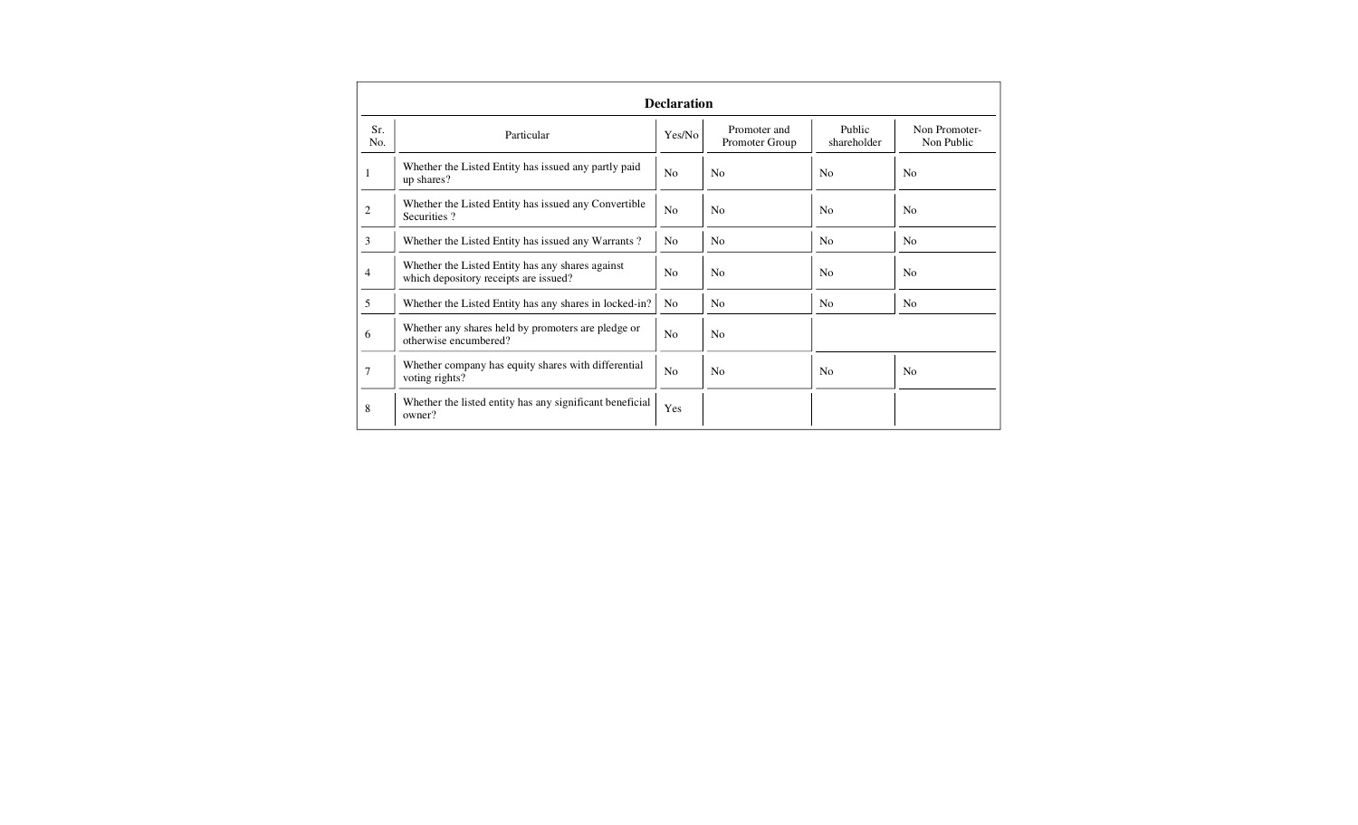## Declaration

| Sr. No. | Particular | Yes/No | Promoter and Promoter Group | Public shareholder | Non Promoter- Non Public |
|---|---|---|---|---|---|
| 1 | Whether the Listed Entity has issued any partly paid up shares? | No | No | No | No |
| 2 | Whether the Listed Entity has issued any Convertible Securities ? | No | No | No | No |
| 3 | Whether the Listed Entity has issued any Warrants ? | No | No | No | No |
| 4 | Whether the Listed Entity has any shares against which depository receipts are issued? | No | No | No | No |
| 5 | Whether the Listed Entity has any shares in locked-in? | No | No | No | No |
| 6 | Whether any shares held by promoters are pledge or otherwise encumbered? | No | No | | |
| 7 | Whether company has equity shares with differential voting rights? | No | No | No | No |
| 8 | Whether the listed entity has any significant beneficial owner? | Yes | | | |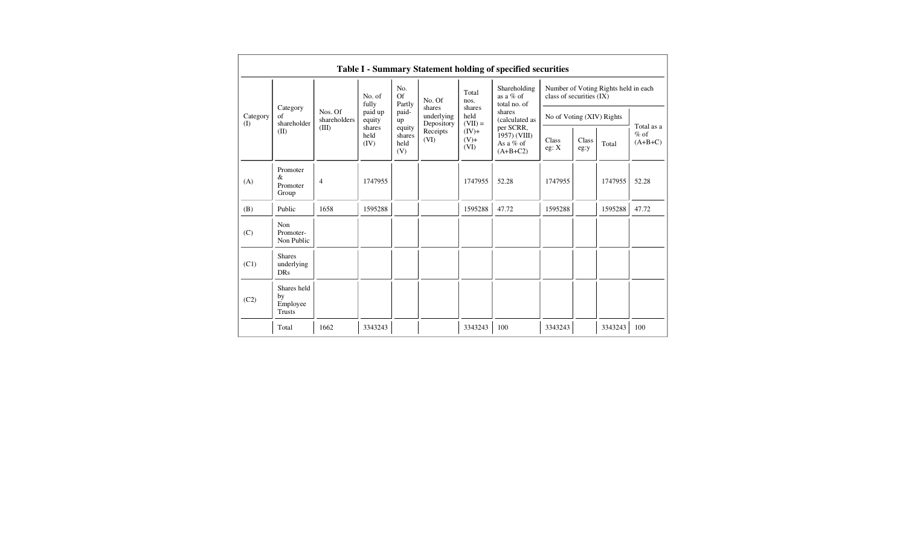# Table I - Summary Statement holding of specified securities

| Category (I) | Category of shareholder (II) | Nos. Of shareholders (III) | No. of fully paid up equity shares held (IV) | No. Of Partly paid-up equity shares held (V) | No. Of shares underlying Depository Receipts (VI) | Total nos. shares held (VII) = (IV)+ (V)+ (VI) | Shareholding as a % of total no. of shares (calculated as per SCRR, 1957) (VIII) As a % of (A+B+C2) | Number of Voting Rights held in each class of securities (IX) | | | |
|---|---|---|---|---|---|---|---|---|---|---|---|
| | | | | | | | | No of Voting (XIV) Rights | | | Total as a % of (A+B+C) |
| | | | | | | | | Class eg: X | Class eg:y | Total | |
| (A) | Promoter & Promoter Group | 4 | 1747955 | | | 1747955 | 52.28 | 1747955 | | 1747955 | 52.28 |
| (B) | Public | 1658 | 1595288 | | | 1595288 | 47.72 | 1595288 | | 1595288 | 47.72 |
| (C) | Non Promoter- Non Public | | | | | | | | | | |
| (C1) | Shares underlying DRs | | | | | | | | | | |
| (C2) | Shares held by Employee Trusts | | | | | | | | | | |
| | Total | 1662 | 3343243 | | | 3343243 | 100 | 3343243 | | 3343243 | 100 |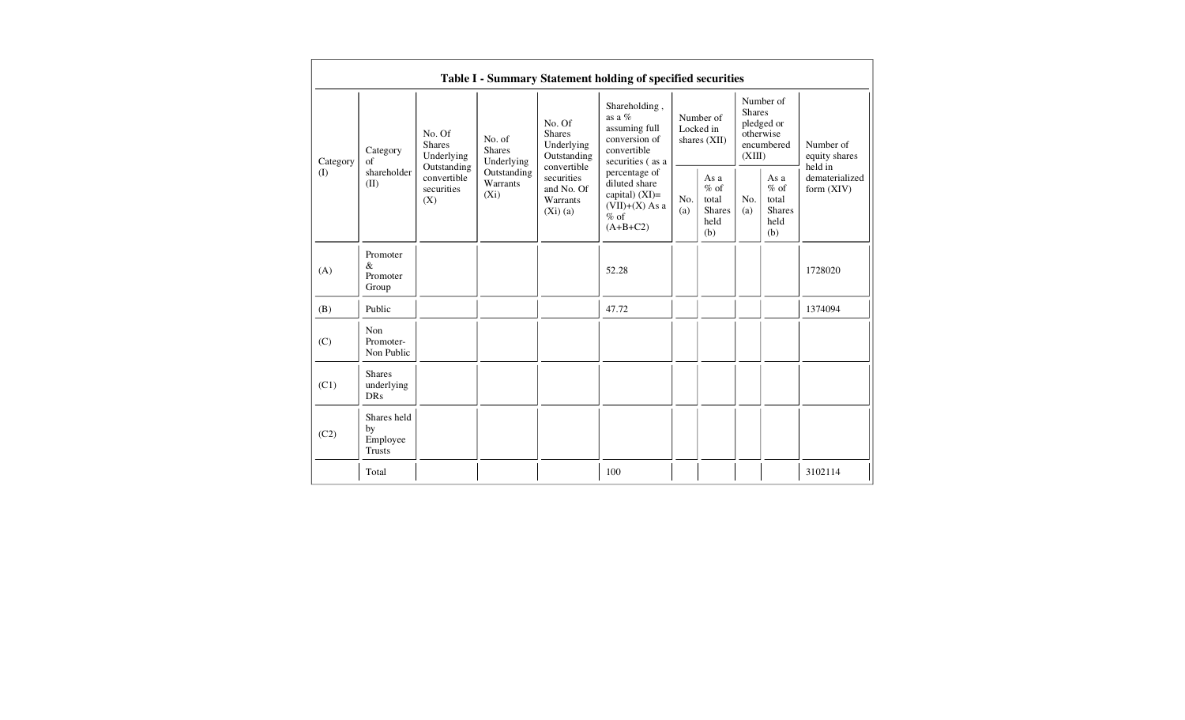# Table I - Summary Statement holding of specified securities

| Category (I) | Category of shareholder (II) | No. Of Shares Underlying Outstanding convertible securities (X) | No. of Shares Underlying Outstanding Warrants (Xi) | No. Of Shares Underlying Outstanding convertible securities and No. Of Warrants (Xi) (a) | Shareholding , as a % assuming full conversion of convertible securities ( as a percentage of diluted share capital) (XI)= (VII)+(X) As a % of (A+B+C2) | Number of Locked in shares (XII) | | Number of Shares pledged or otherwise encumbered (XIII) | | Number of equity shares held in dematerialized form (XIV) |
|---|---|---|---|---|---|---|---|---|---|---|
| | | | | | | No. (a) | As a % of total Shares held (b) | No. (a) | As a % of total Shares held (b) | |
| (A) | Promoter & Promoter Group | | | | 52.28 | | | | | 1728020 |
| (B) | Public | | | | 47.72 | | | | | 1374094 |
| (C) | Non Promoter- Non Public | | | | | | | | | |
| (C1) | Shares underlying DRs | | | | | | | | | |
| (C2) | Shares held by Employee Trusts | | | | | | | | | |
| | Total | | | | 100 | | | | | 3102114 |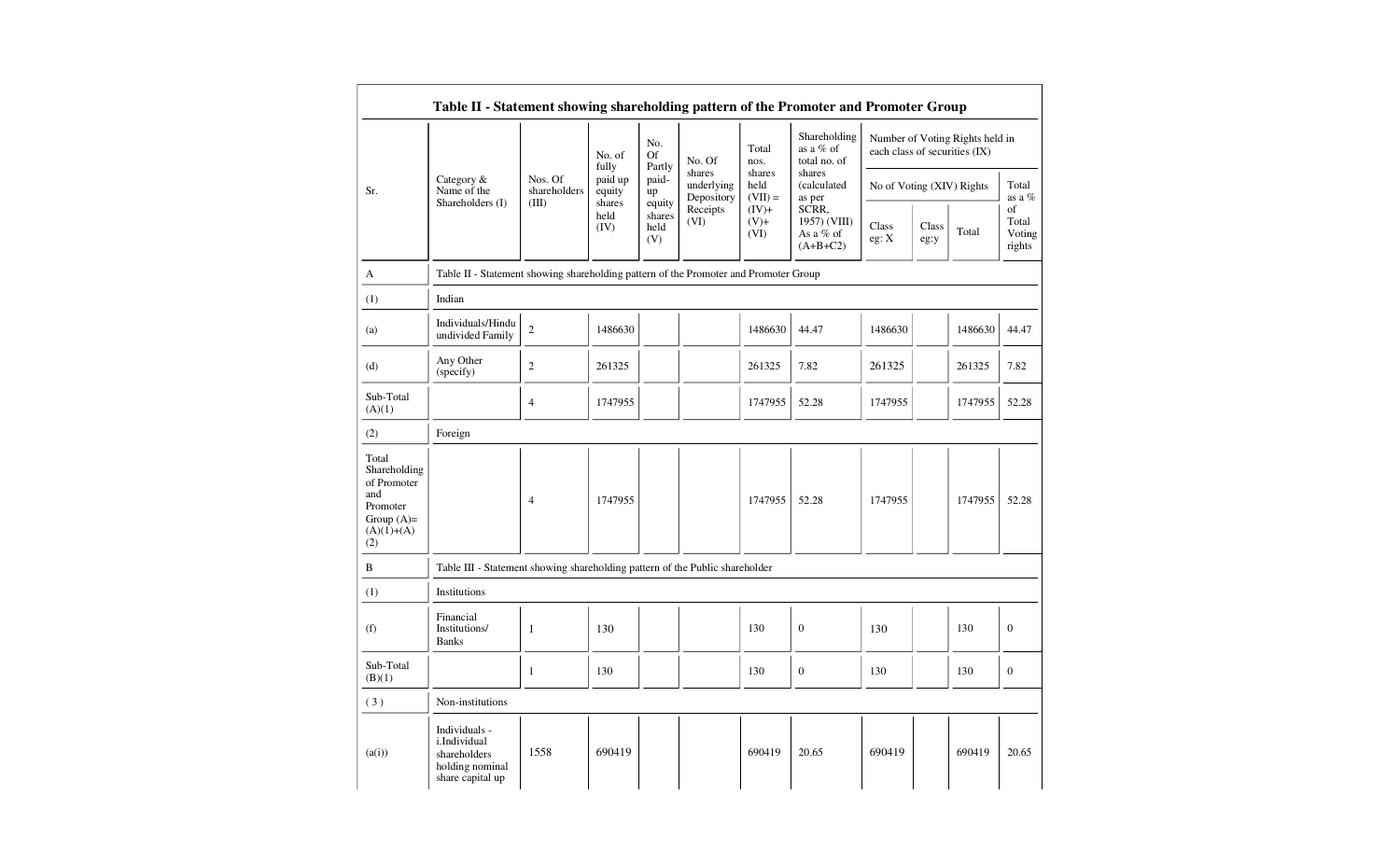## Table II - Statement showing shareholding pattern of the Promoter and Promoter Group

| Sr. | Category & Name of the Shareholders (I) | Nos. Of shareholders (III) | No. of fully paid up equity shares held (IV) | No. Of Partly paid-up equity shares held (V) | No. Of shares underlying Depository Receipts (VI) | Total nos. shares held (VII) = (IV)+ (V)+ (VI) | Shareholding as a % of total no. of shares (calculated as per SCRR, 1957) (VIII) As a % of (A+B+C2) | Number of Voting Rights held in each class of securities (IX) | | | |
|---|---|---|---|---|---|---|---|---|---|---|---|
| | | | | | | | | No of Voting (XIV) Rights | | | Total as a % of Total Voting rights |
| | | | | | | | | Class eg: X | Class eg:y | Total | |
| A | Table II - Statement showing shareholding pattern of the Promoter and Promoter Group | | | | | | | | | | |
| (1) | Indian | | | | | | | | | | |
| (a) | Individuals/Hindu undivided Family | 2 | 1486630 | | | 1486630 | 44.47 | 1486630 | | 1486630 | 44.47 |
| (d) | Any Other (specify) | 2 | 261325 | | | 261325 | 7.82 | 261325 | | 261325 | 7.82 |
| Sub-Total (A)(1) | | 4 | 1747955 | | | 1747955 | 52.28 | 1747955 | | 1747955 | 52.28 |
| (2) | Foreign | | | | | | | | | | |
| Total Shareholding of Promoter and Promoter Group (A)= (A)(1)+(A)(2) | | 4 | 1747955 | | | 1747955 | 52.28 | 1747955 | | 1747955 | 52.28 |
| B | Table III - Statement showing shareholding pattern of the Public shareholder | | | | | | | | | | |
| (1) | Institutions | | | | | | | | | | |
| (f) | Financial Institutions/ Banks | 1 | 130 | | | 130 | 0 | 130 | | 130 | 0 |
| Sub-Total (B)(1) | | 1 | 130 | | | 130 | 0 | 130 | | 130 | 0 |
| (3) | Non-institutions | | | | | | | | | | |
| (a(i)) | Individuals - i.Individual shareholders holding nominal share capital up | 1558 | 690419 | | | 690419 | 20.65 | 690419 | | 690419 | 20.65 |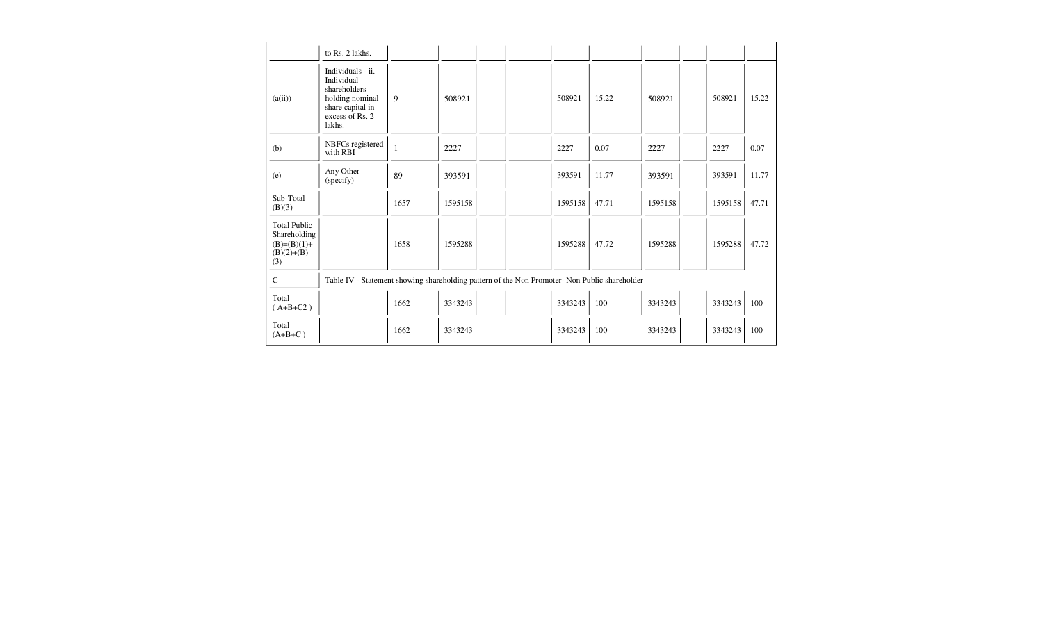|  | to Rs. 2 lakhs. |  |  |  |  |  |  |  |  |  |  |
|---|---|---|---|---|---|---|---|---|---|---|---|
| (a(ii)) | Individuals - ii. Individual shareholders holding nominal share capital in excess of Rs. 2 lakhs. | 9 | 508921 |  |  | 508921 | 15.22 | 508921 |  | 508921 | 15.22 |
| (b) | NBFCs registered with RBI | 1 | 2227 |  |  | 2227 | 0.07 | 2227 |  | 2227 | 0.07 |
| (e) | Any Other (specify) | 89 | 393591 |  |  | 393591 | 11.77 | 393591 |  | 393591 | 11.77 |
| Sub-Total (B)(3) |  | 1657 | 1595158 |  |  | 1595158 | 47.71 | 1595158 |  | 1595158 | 47.71 |
| Total Public Shareholding (B)=(B)(1)+(B)(2)+(B)(3) |  | 1658 | 1595288 |  |  | 1595288 | 47.72 | 1595288 |  | 1595288 | 47.72 |
| C | Table IV - Statement showing shareholding pattern of the Non Promoter- Non Public shareholder |  |  |  |  |  |  |  |  |  |  |
| Total ( A+B+C2 ) |  | 1662 | 3343243 |  |  | 3343243 | 100 | 3343243 |  | 3343243 | 100 |
| Total (A+B+C ) |  | 1662 | 3343243 |  |  | 3343243 | 100 | 3343243 |  | 3343243 | 100 |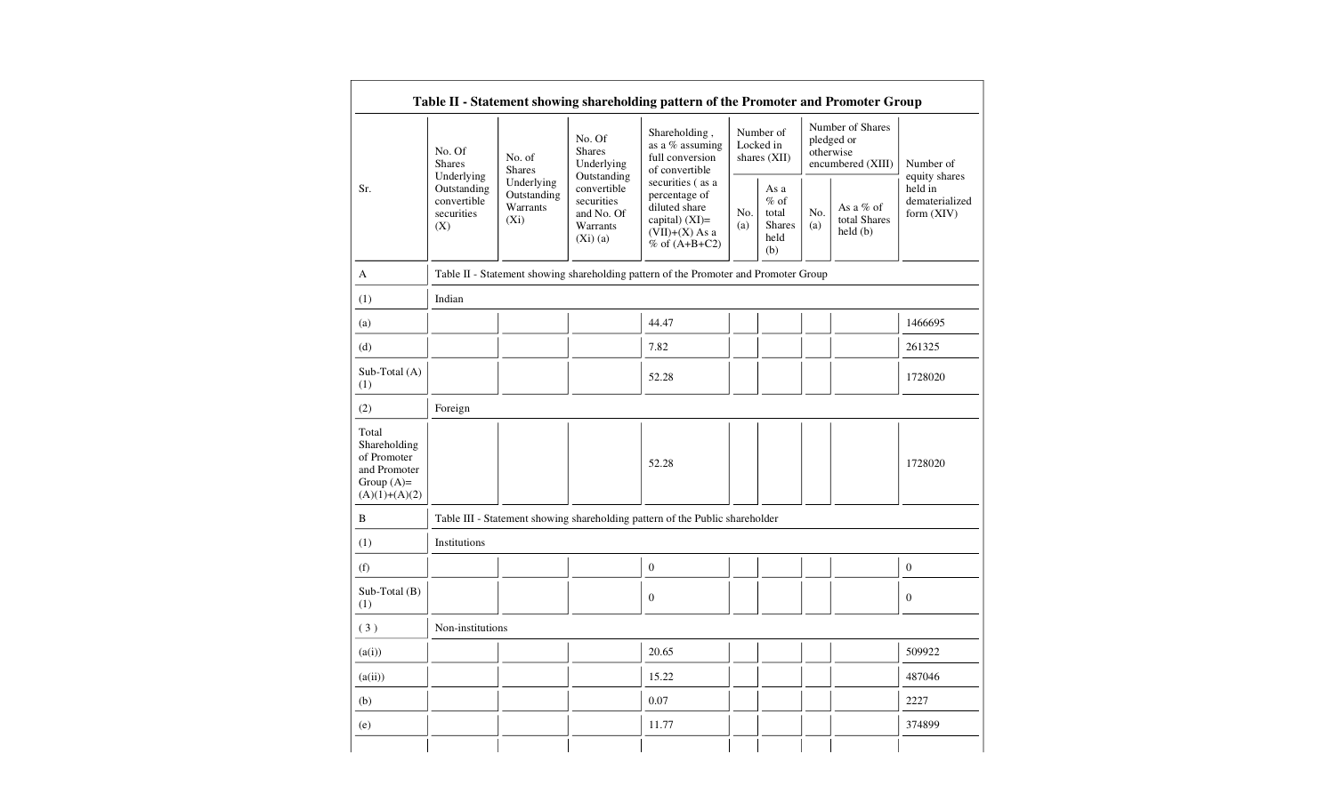| Sr. | No. Of Shares Underlying Outstanding convertible securities (X) | No. of Shares Underlying Outstanding Warrants (Xi) | No. Of Shares Underlying Outstanding convertible securities and No. Of Warrants (Xi) (a) | Shareholding , as a % assuming full conversion of convertible securities ( as a percentage of diluted share capital) (XI)= (VII)+(X) As a % of (A+B+C2) | Number of Locked in shares (XII) | | Number of Shares pledged or otherwise encumbered (XIII) | | Number of equity shares held in dematerialized form (XIV) |
|---|---|---|---|---|---|---|---|---|---|
| | | | | | No. (a) | As a % of total Shares held (b) | No. (a) | As a % of total Shares held (b) | |
| A | Table II - Statement showing shareholding pattern of the Promoter and Promoter Group | | | | | | | | |
| (1) | Indian | | | | | | | | |
| (a) | | | | 44.47 | | | | | 1466695 |
| (d) | | | | 7.82 | | | | | 261325 |
| Sub-Total (A) (1) | | | | 52.28 | | | | | 1728020 |
| (2) | Foreign | | | | | | | | |
| Total Shareholding of Promoter and Promoter Group (A)= (A)(1)+(A)(2) | | | | 52.28 | | | | | 1728020 |
| B | Table III - Statement showing shareholding pattern of the Public shareholder | | | | | | | | |
| (1) | Institutions | | | | | | | | |
| (f) | | | | 0 | | | | | 0 |
| Sub-Total (B) (1) | | | | 0 | | | | | 0 |
| ( 3 ) | Non-institutions | | | | | | | | |
| (a(i)) | | | | 20.65 | | | | | 509922 |
| (a(ii)) | | | | 15.22 | | | | | 487046 |
| (b) | | | | 0.07 | | | | | 2227 |
| (e) | | | | 11.77 | | | | | 374899 |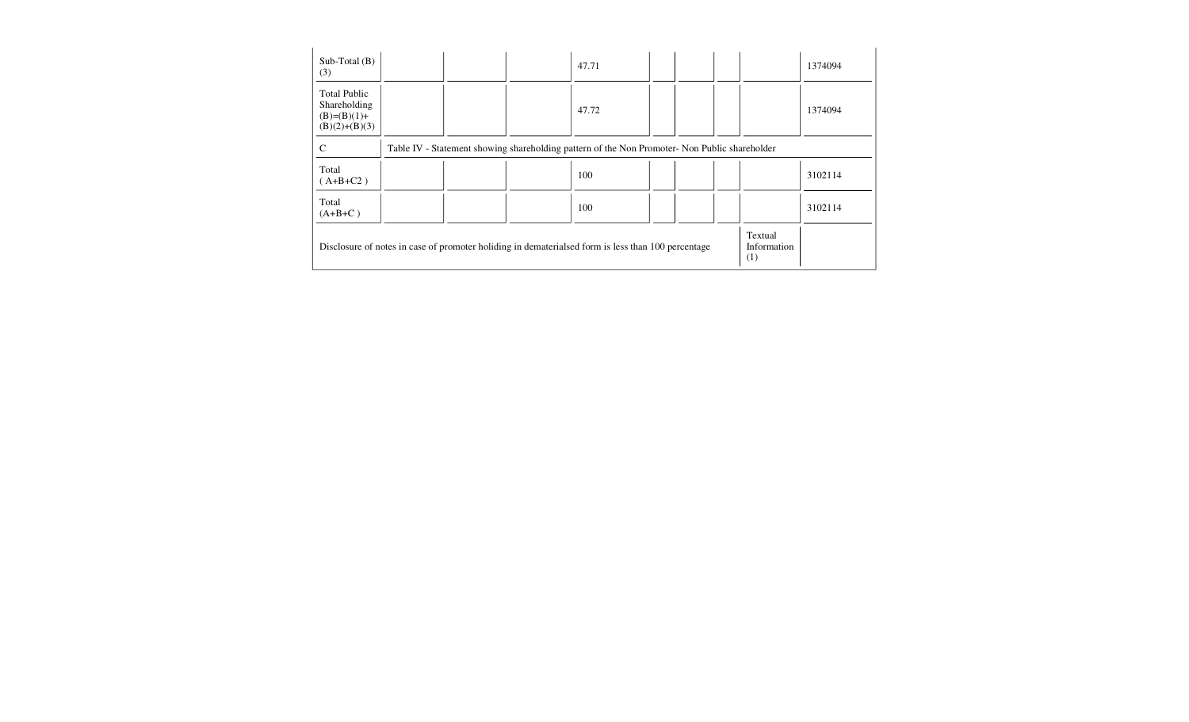| | | | | | | | | | |
|---|---|---|---|---|---|---|---|---|---|
| Sub-Total (B)(3) | | | | 47.71 | | | | | 1374094 |
| Total Public Shareholding (B)=(B)(1)+(B)(2)+(B)(3) | | | | 47.72 | | | | | 1374094 |
| C | Table IV - Statement showing shareholding pattern of the Non Promoter- Non Public shareholder | | | | | | | | |
| Total ( A+B+C2 ) | | | | 100 | | | | | 3102114 |
| Total (A+B+C ) | | | | 100 | | | | | 3102114 |
| Disclosure of notes in case of promoter holiding in dematerialsed form is less than 100 percentage | | | | | | | | Textual Information (1) | |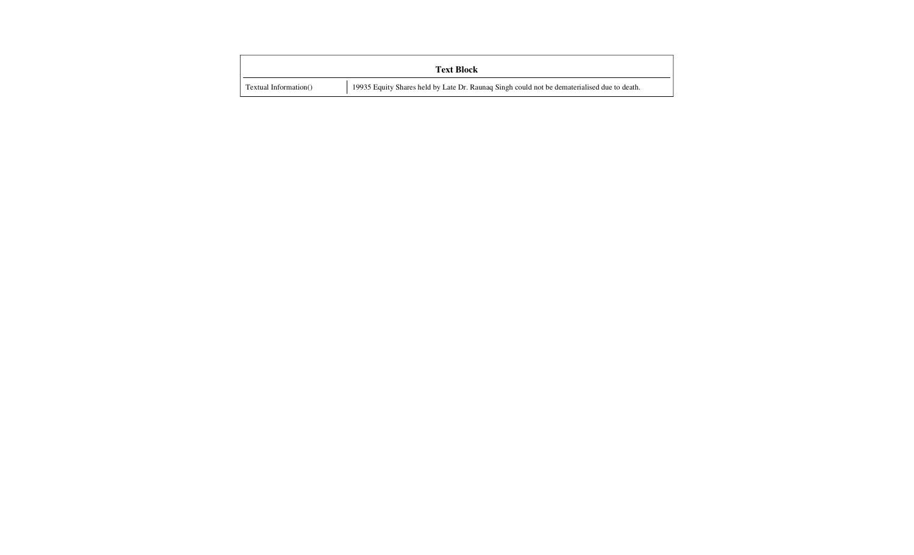| Text Block | |
|---|---|
| Textual Information() | 19935 Equity Shares held by Late Dr. Raunaq Singh could not be dematerialised due to death. |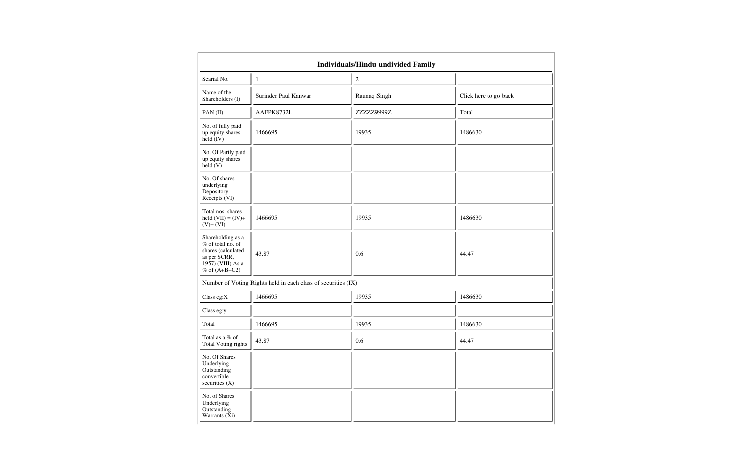| Individuals/Hindu undivided Family | | | |
|---|---|---|---|
| Searial No. | 1 | 2 | |
| Name of the Shareholders (I) | Surinder Paul Kanwar | Raunaq Singh | Click here to go back |
| PAN (II) | AAFPK8732L | ZZZZZ9999Z | Total |
| No. of fully paid up equity shares held (IV) | 1466695 | 19935 | 1486630 |
| No. Of Partly paid-up equity shares held (V) | | | |
| No. Of shares underlying Depository Receipts (VI) | | | |
| Total nos. shares held (VII) = (IV)+ (V)+ (VI) | 1466695 | 19935 | 1486630 |
| Shareholding as a % of total no. of shares (calculated as per SCRR, 1957) (VIII) As a % of (A+B+C2) | 43.87 | 0.6 | 44.47 |
| Number of Voting Rights held in each class of securities (IX) | | | |
| Class eg:X | 1466695 | 19935 | 1486630 |
| Class eg:y | | | |
| Total | 1466695 | 19935 | 1486630 |
| Total as a % of Total Voting rights | 43.87 | 0.6 | 44.47 |
| No. Of Shares Underlying Outstanding convertible securities (X) | | | |
| No. of Shares Underlying Outstanding Warrants (Xi) | | | |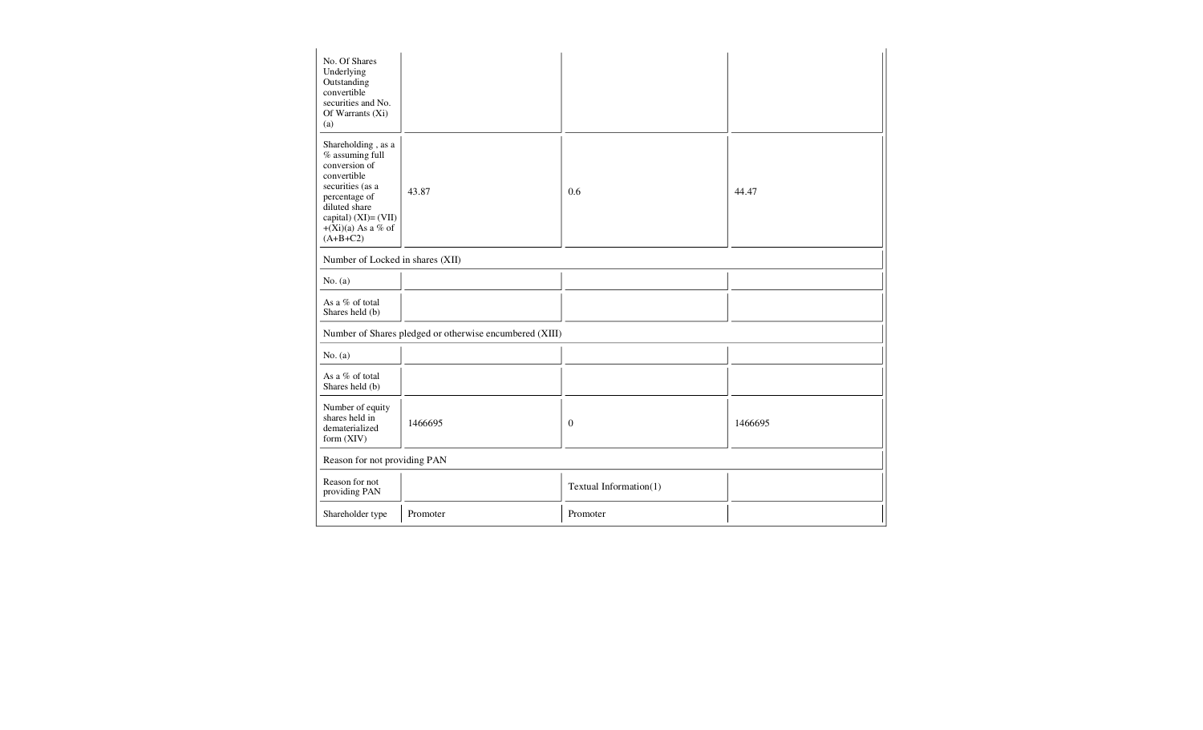| No. Of Shares Underlying Outstanding convertible securities and No. Of Warrants (Xi) (a) | | | |
|---|---|---|---|
| Shareholding , as a % assuming full conversion of convertible securities (as a percentage of diluted share capital) (XI)= (VII)+(Xi)(a) As a % of (A+B+C2) | 43.87 | 0.6 | 44.47 |
| Number of Locked in shares (XII) | | | |
| No. (a) | | | |
| As a % of total Shares held (b) | | | |
| Number of Shares pledged or otherwise encumbered (XIII) | | | |
| No. (a) | | | |
| As a % of total Shares held (b) | | | |
| Number of equity shares held in dematerialized form (XIV) | 1466695 | 0 | 1466695 |
| Reason for not providing PAN | | | |
| Reason for not providing PAN | | Textual Information(1) | |
| Shareholder type | Promoter | Promoter | |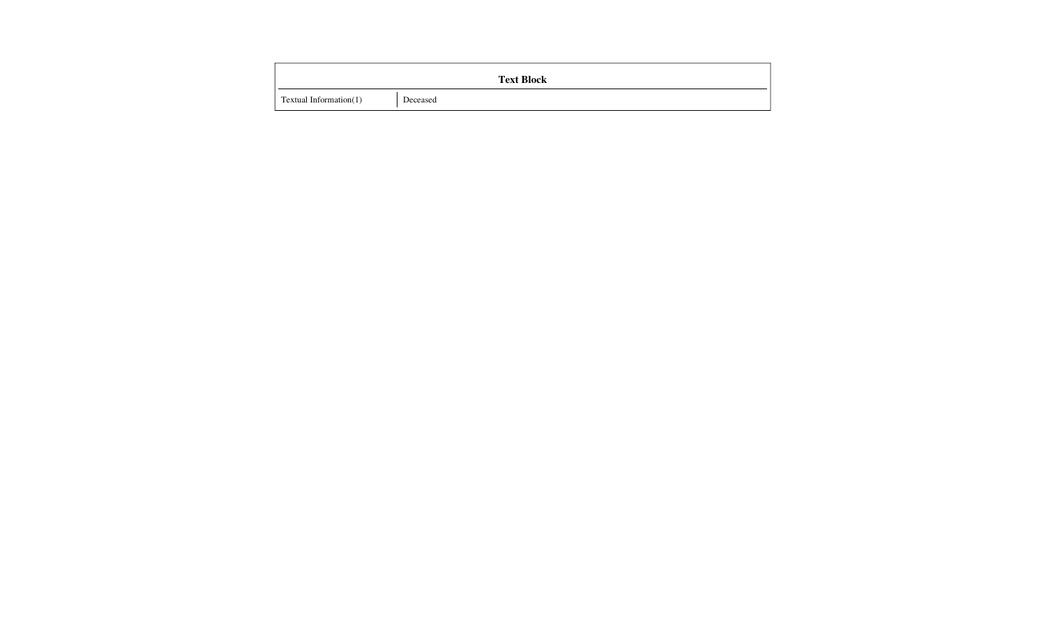| Text Block | |
|---|---|
| Textual Information(1) | Deceased |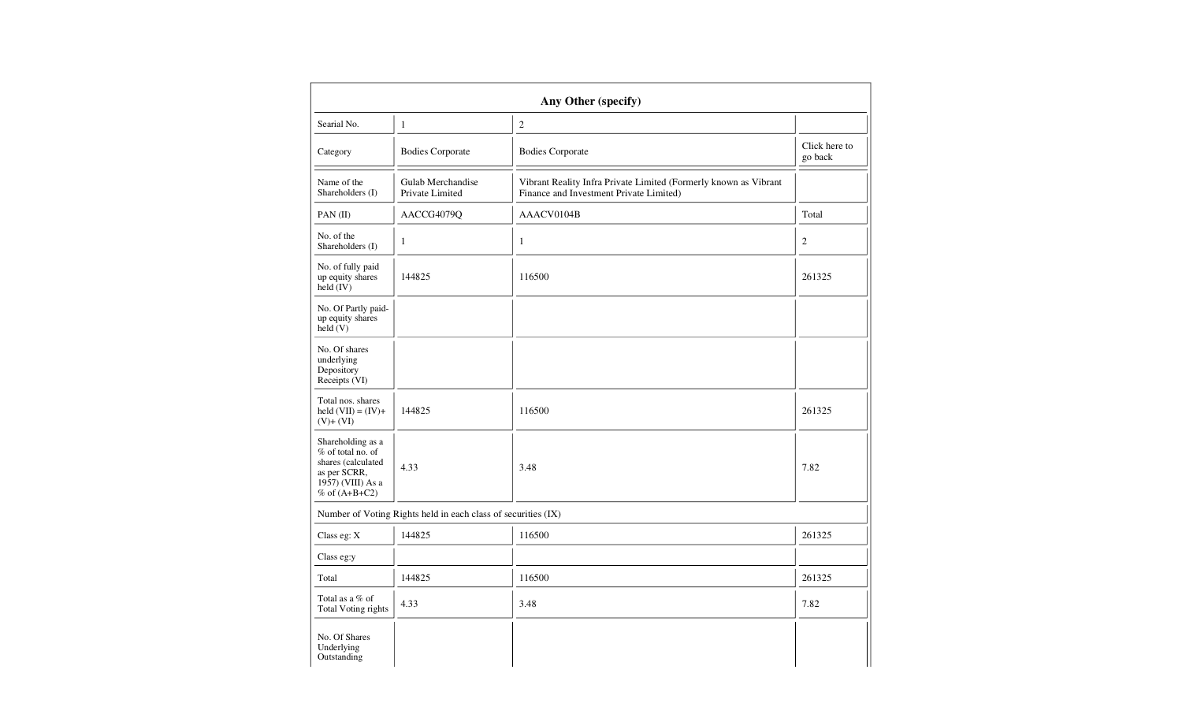| Any Other (specify) | | | |
|---|---|---|---|
| Searial No. | 1 | 2 | |
| Category | Bodies Corporate | Bodies Corporate | Click here to go back |
| Name of the Shareholders (I) | Gulab Merchandise Private Limited | Vibrant Reality Infra Private Limited (Formerly known as Vibrant Finance and Investment Private Limited) | |
| PAN (II) | AACCG4079Q | AAACV0104B | Total |
| No. of the Shareholders (I) | 1 | 1 | 2 |
| No. of fully paid up equity shares held (IV) | 144825 | 116500 | 261325 |
| No. Of Partly paid-up equity shares held (V) | | | |
| No. Of shares underlying Depository Receipts (VI) | | | |
| Total nos. shares held (VII) = (IV)+ (V)+ (VI) | 144825 | 116500 | 261325 |
| Shareholding as a % of total no. of shares (calculated as per SCRR, 1957) (VIII) As a % of (A+B+C2) | 4.33 | 3.48 | 7.82 |
| Number of Voting Rights held in each class of securities (IX) | | | |
| Class eg: X | 144825 | 116500 | 261325 |
| Class eg:y | | | |
| Total | 144825 | 116500 | 261325 |
| Total as a % of Total Voting rights | 4.33 | 3.48 | 7.82 |
| No. Of Shares Underlying Outstanding | | | |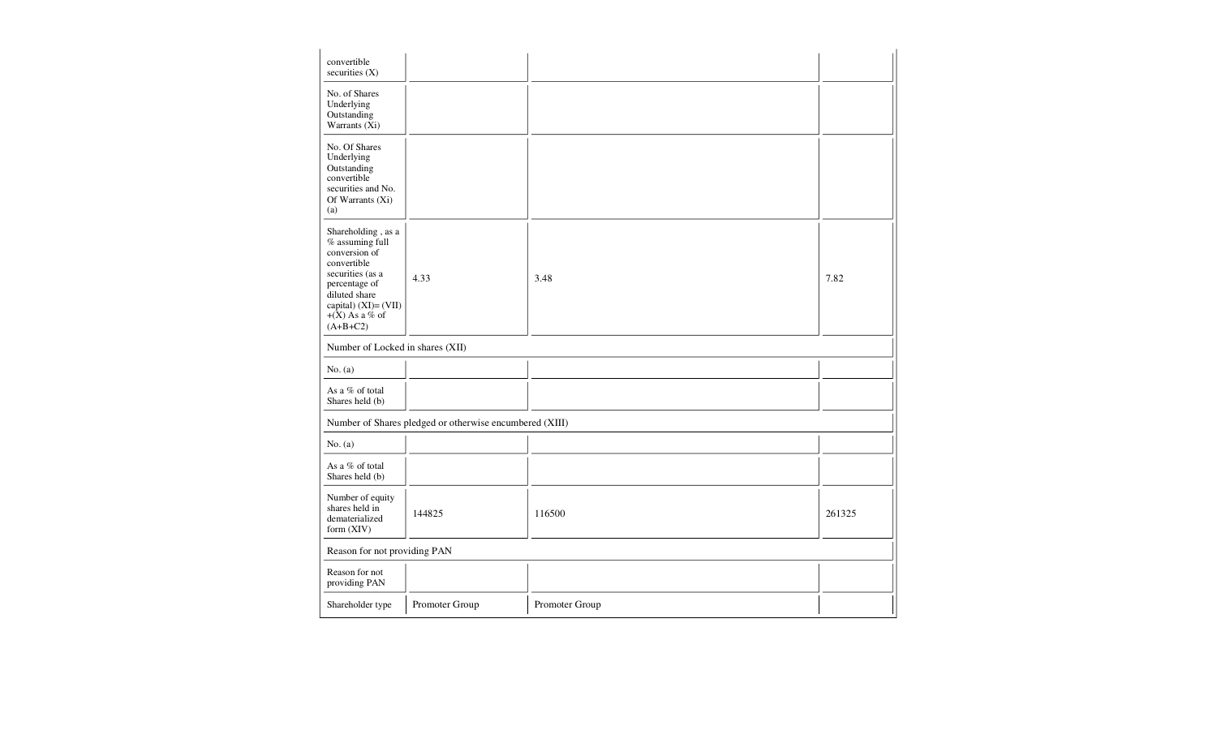| convertible securities (X) | | | |
|---|---|---|---|
| No. of Shares Underlying Outstanding Warrants (Xi) | | | |
| No. Of Shares Underlying Outstanding convertible securities and No. Of Warrants (Xi) (a) | | | |
| Shareholding , as a % assuming full conversion of convertible securities (as a percentage of diluted share capital) (XI)= (VII)+(X) As a % of (A+B+C2) | 4.33 | 3.48 | 7.82 |
| Number of Locked in shares (XII) | | | |
| No. (a) | | | |
| As a % of total Shares held (b) | | | |
| Number of Shares pledged or otherwise encumbered (XIII) | | | |
| No. (a) | | | |
| As a % of total Shares held (b) | | | |
| Number of equity shares held in dematerialized form (XIV) | 144825 | 116500 | 261325 |
| Reason for not providing PAN | | | |
| Reason for not providing PAN | | | |
| Shareholder type | Promoter Group | Promoter Group | |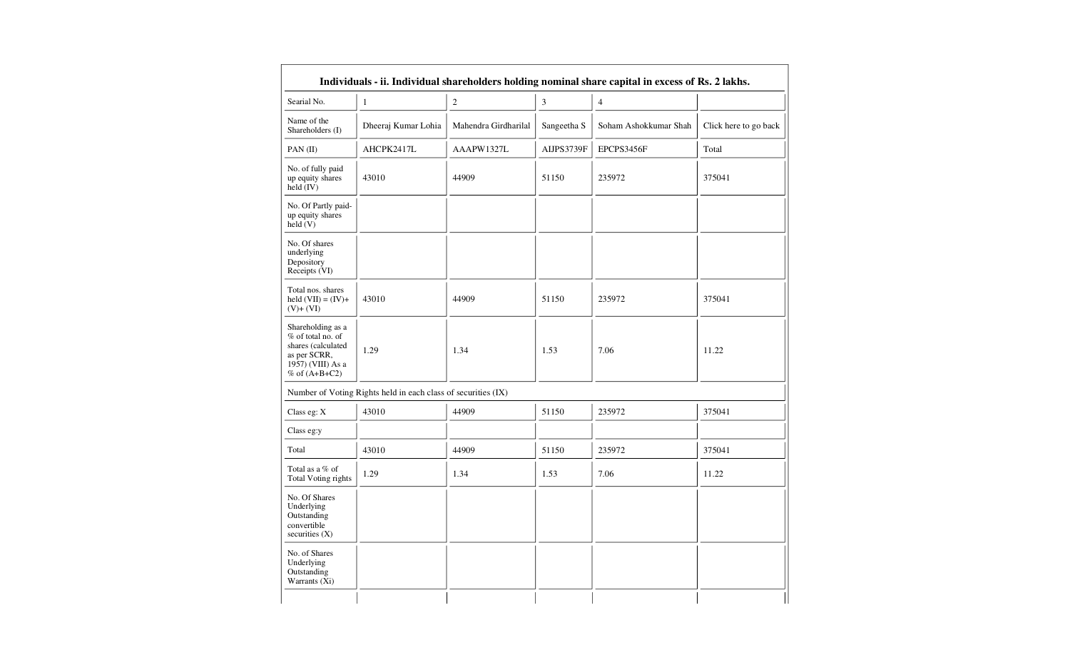## Individuals - ii. Individual shareholders holding nominal share capital in excess of Rs. 2 lakhs.

| Searial No. | 1 | 2 | 3 | 4 | |
|---|---|---|---|---|---|
| Name of the Shareholders (I) | Dheeraj Kumar Lohia | Mahendra Girdharilal | Sangeetha S | Soham Ashokkumar Shah | Click here to go back |
| PAN (II) | AHCPK2417L | AAAPW1327L | AIJPS3739F | EPCPS3456F | Total |
| No. of fully paid up equity shares held (IV) | 43010 | 44909 | 51150 | 235972 | 375041 |
| No. Of Partly paid-up equity shares held (V) | | | | | |
| No. Of shares underlying Depository Receipts (VI) | | | | | |
| Total nos. shares held (VII) = (IV)+ (V)+ (VI) | 43010 | 44909 | 51150 | 235972 | 375041 |
| Shareholding as a % of total no. of shares (calculated as per SCRR, 1957) (VIII) As a % of (A+B+C2) | 1.29 | 1.34 | 1.53 | 7.06 | 11.22 |
| Number of Voting Rights held in each class of securities (IX) | | | | | |
| Class eg: X | 43010 | 44909 | 51150 | 235972 | 375041 |
| Class eg:y | | | | | |
| Total | 43010 | 44909 | 51150 | 235972 | 375041 |
| Total as a % of Total Voting rights | 1.29 | 1.34 | 1.53 | 7.06 | 11.22 |
| No. Of Shares Underlying Outstanding convertible securities (X) | | | | | |
| No. of Shares Underlying Outstanding Warrants (Xi) | | | | | |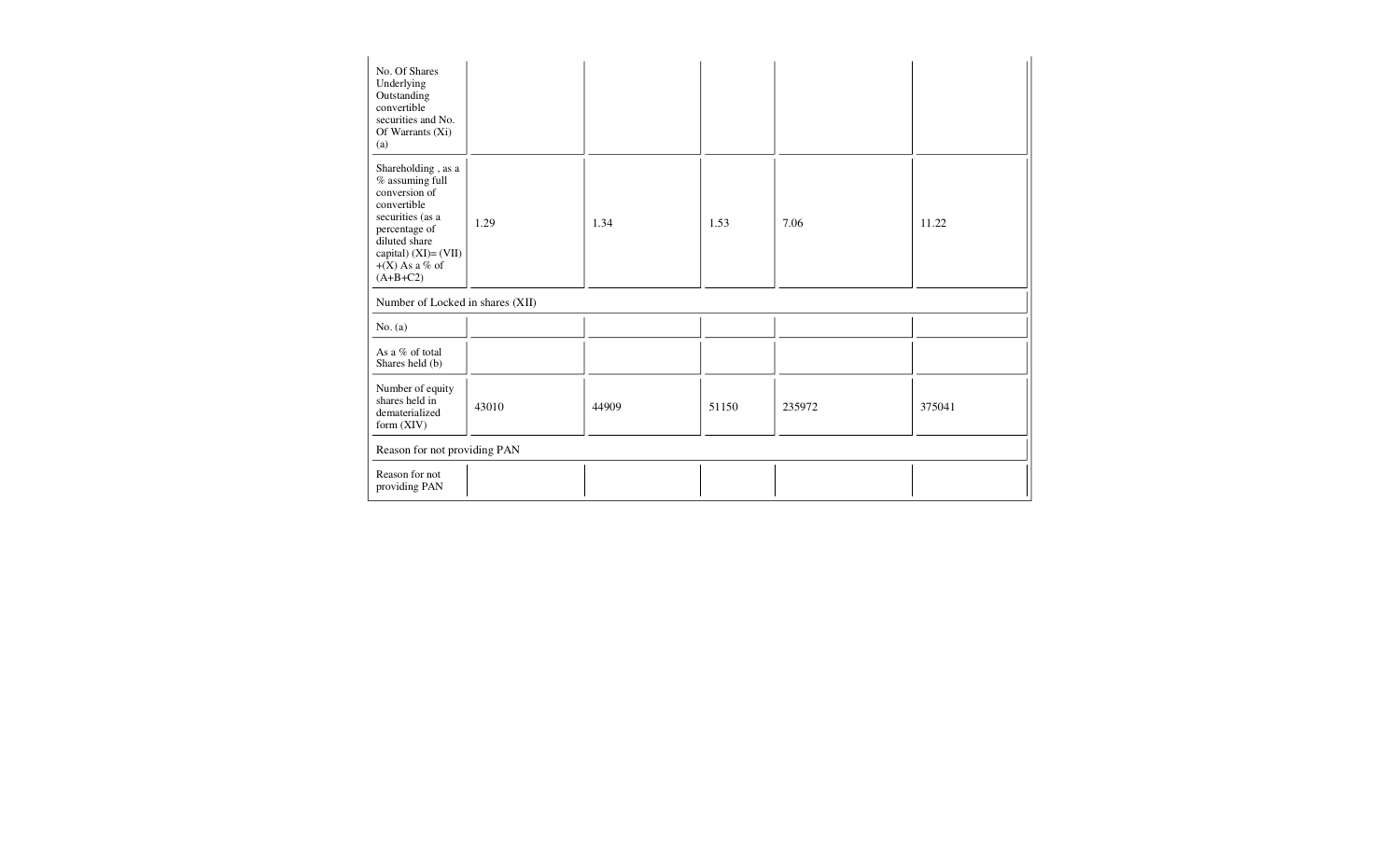| No. Of Shares Underlying Outstanding convertible securities and No. Of Warrants (Xi) (a) | | | | | |
|---|---|---|---|---|---|
| Shareholding , as a % assuming full conversion of convertible securities (as a percentage of diluted share capital) (XI)= (VII)+(X) As a % of (A+B+C2) | 1.29 | 1.34 | 1.53 | 7.06 | 11.22 |
| Number of Locked in shares (XII) | | | | | |
| No. (a) | | | | | |
| As a % of total Shares held (b) | | | | | |
| Number of equity shares held in dematerialized form (XIV) | 43010 | 44909 | 51150 | 235972 | 375041 |
| Reason for not providing PAN | | | | | |
| Reason for not providing PAN | | | | | |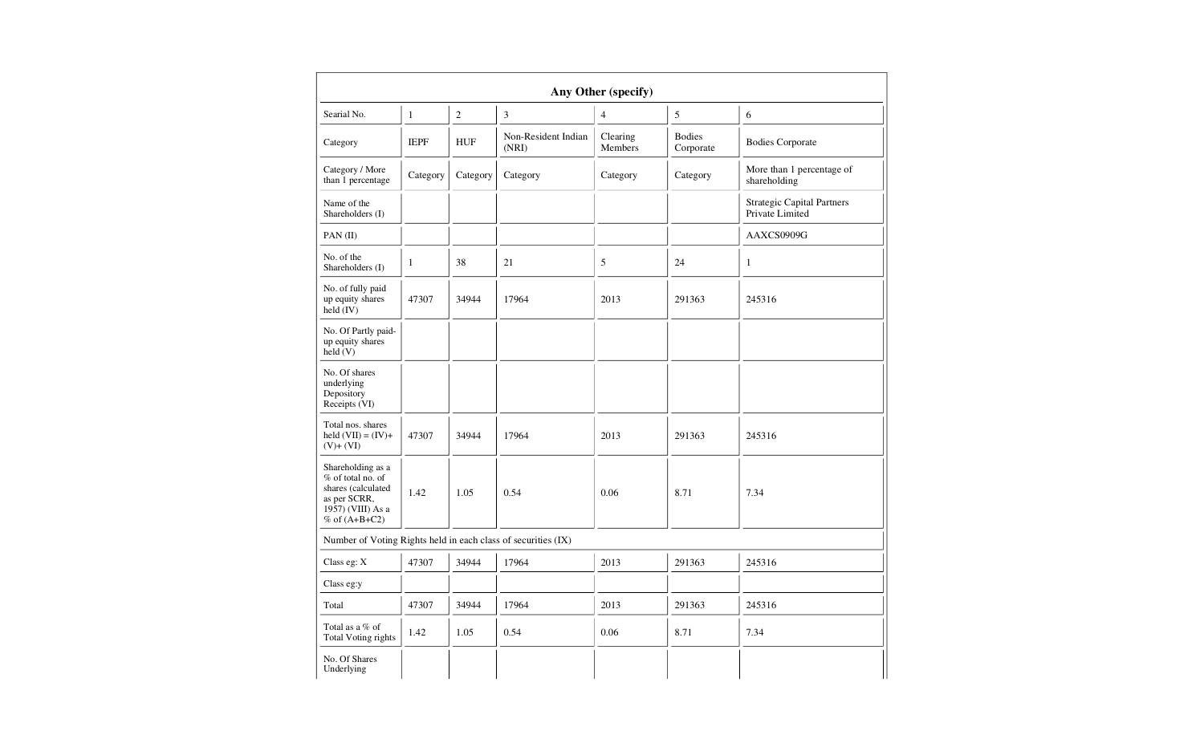| Any Other (specify) | | | | | | |
|---|---|---|---|---|---|---|
| Searial No. | 1 | 2 | 3 | 4 | 5 | 6 |
| Category | IEPF | HUF | Non-Resident Indian (NRI) | Clearing Members | Bodies Corporate | Bodies Corporate |
| Category / More than 1 percentage | Category | Category | Category | Category | Category | More than 1 percentage of shareholding |
| Name of the Shareholders (I) | | | | | | Strategic Capital Partners Private Limited |
| PAN (II) | | | | | | AAXCS0909G |
| No. of the Shareholders (I) | 1 | 38 | 21 | 5 | 24 | 1 |
| No. of fully paid up equity shares held (IV) | 47307 | 34944 | 17964 | 2013 | 291363 | 245316 |
| No. Of Partly paid-up equity shares held (V) | | | | | | |
| No. Of shares underlying Depository Receipts (VI) | | | | | | |
| Total nos. shares held (VII) = (IV)+ (V)+ (VI) | 47307 | 34944 | 17964 | 2013 | 291363 | 245316 |
| Shareholding as a % of total no. of shares (calculated as per SCRR, 1957) (VIII) As a % of (A+B+C2) | 1.42 | 1.05 | 0.54 | 0.06 | 8.71 | 7.34 |
| Number of Voting Rights held in each class of securities (IX) | | | | | | |
| Class eg: X | 47307 | 34944 | 17964 | 2013 | 291363 | 245316 |
| Class eg:y | | | | | | |
| Total | 47307 | 34944 | 17964 | 2013 | 291363 | 245316 |
| Total as a % of Total Voting rights | 1.42 | 1.05 | 0.54 | 0.06 | 8.71 | 7.34 |
| No. Of Shares Underlying | | | | | | |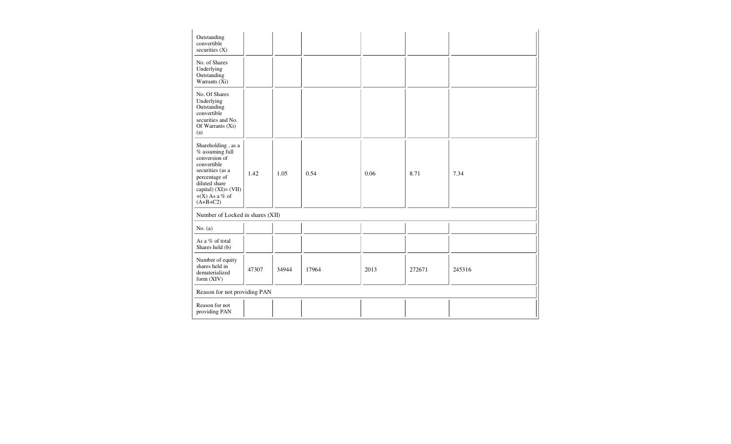| Outstanding convertible securities (X) | | | | | | |
|---|---|---|---|---|---|---|
| No. of Shares Underlying Outstanding Warrants (Xi) | | | | | | |
| No. Of Shares Underlying Outstanding convertible securities and No. Of Warrants (Xi) (a) | | | | | | |
| Shareholding , as a % assuming full conversion of convertible securities (as a percentage of diluted share capital) (XI)= (VII)+(X) As a % of (A+B+C2) | 1.42 | 1.05 | 0.54 | 0.06 | 8.71 | 7.34 |
| Number of Locked in shares (XII) | | | | | | |
| No. (a) | | | | | | |
| As a % of total Shares held (b) | | | | | | |
| Number of equity shares held in dematerialized form (XIV) | 47307 | 34944 | 17964 | 2013 | 272671 | 245316 |
| Reason for not providing PAN | | | | | | |
| Reason for not providing PAN | | | | | | |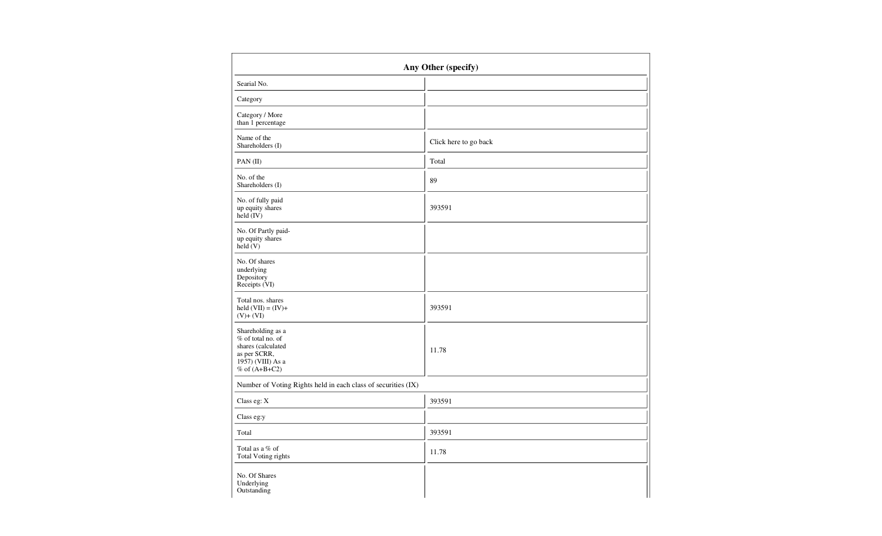| Any Other (specify) | |
|---|---|
| Searial No. | |
| Category | |
| Category / More than 1 percentage | |
| Name of the Shareholders (I) | Click here to go back |
| PAN (II) | Total |
| No. of the Shareholders (I) | 89 |
| No. of fully paid up equity shares held (IV) | 393591 |
| No. Of Partly paid-up equity shares held (V) | |
| No. Of shares underlying Depository Receipts (VI) | |
| Total nos. shares held (VII) = (IV)+ (V)+ (VI) | 393591 |
| Shareholding as a % of total no. of shares (calculated as per SCRR, 1957) (VIII) As a % of (A+B+C2) | 11.78 |
| Number of Voting Rights held in each class of securities (IX) | |
| Class eg: X | 393591 |
| Class eg:y | |
| Total | 393591 |
| Total as a % of Total Voting rights | 11.78 |
| No. Of Shares Underlying Outstanding | |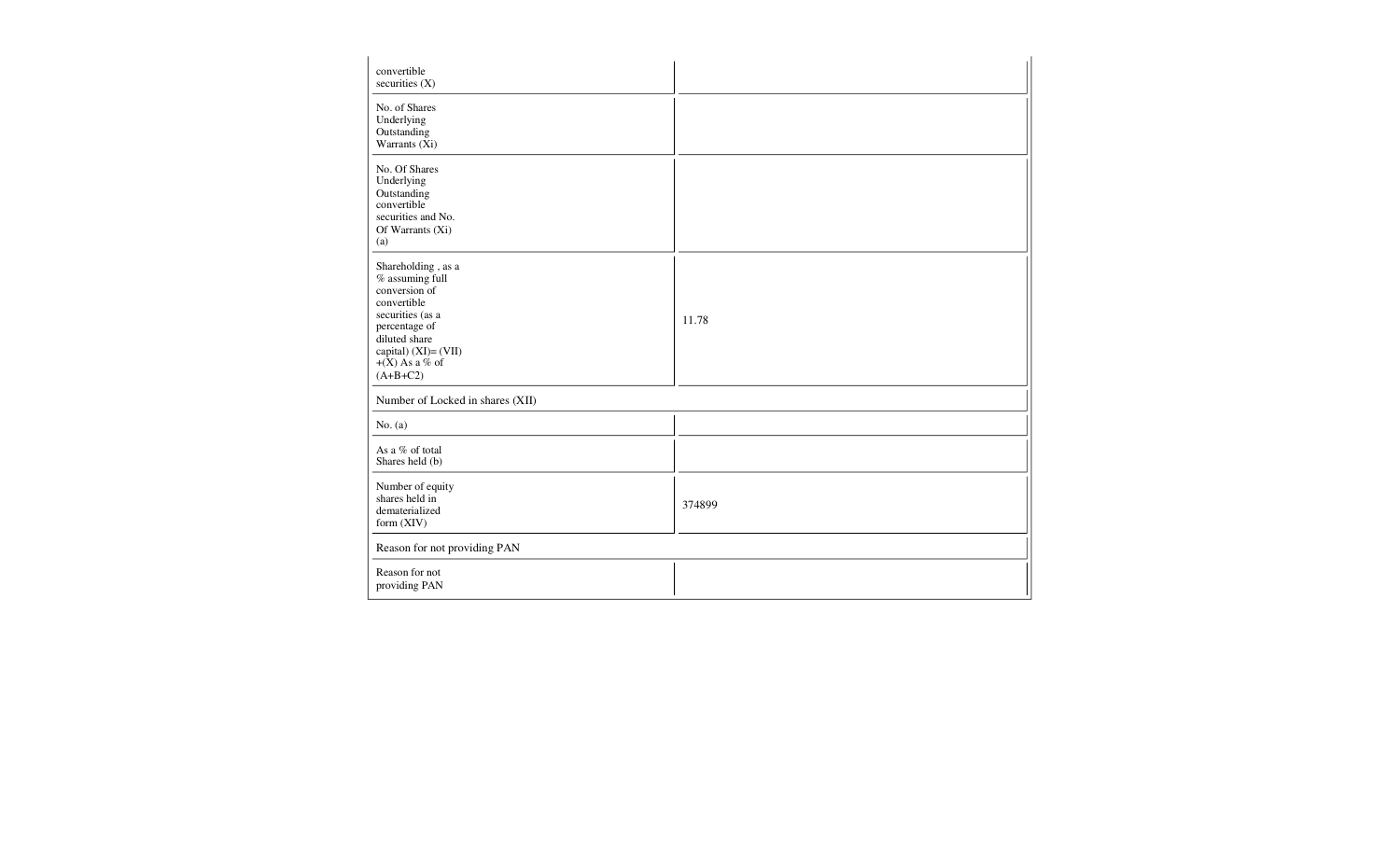| | |
|---|---|
| convertible securities (X) | |
| No. of Shares Underlying Outstanding Warrants (Xi) | |
| No. Of Shares Underlying Outstanding convertible securities and No. Of Warrants (Xi) (a) | |
| Shareholding , as a % assuming full conversion of convertible securities (as a percentage of diluted share capital) (XI)= (VII)+(X) As a % of (A+B+C2) | 11.78 |
| Number of Locked in shares (XII) | |
| No. (a) | |
| As a % of total Shares held (b) | |
| Number of equity shares held in dematerialized form (XIV) | 374899 |
| Reason for not providing PAN | |
| Reason for not providing PAN | |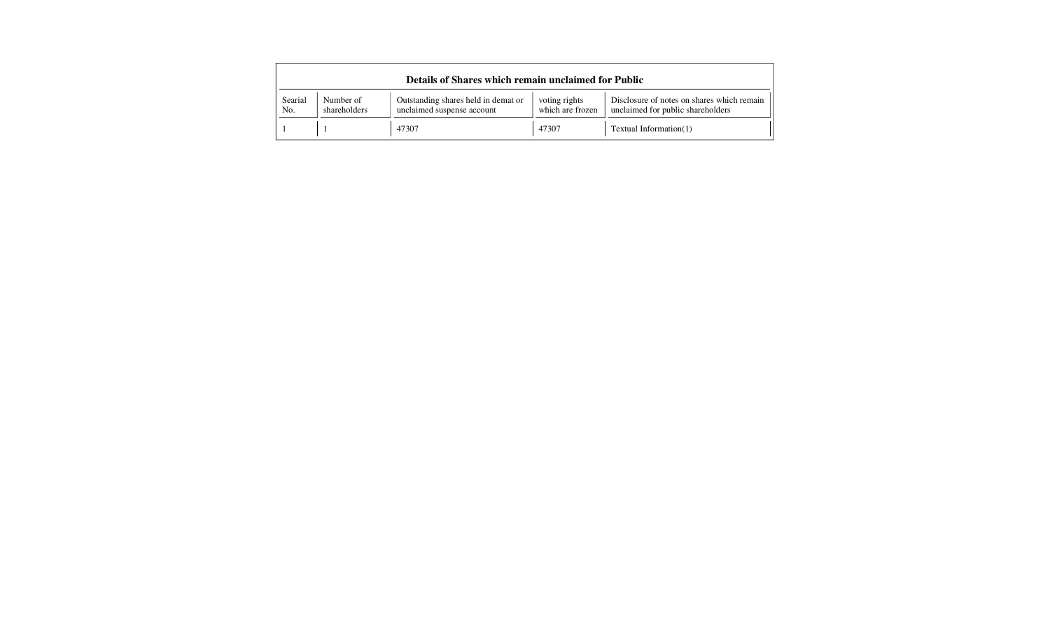| Details of Shares which remain unclaimed for Public | | | | |
|---|---|---|---|---|
| Searial No. | Number of shareholders | Outstanding shares held in demat or unclaimed suspense account | voting rights which are frozen | Disclosure of notes on shares which remain unclaimed for public shareholders |
| 1 | 1 | 47307 | 47307 | Textual Information(1) |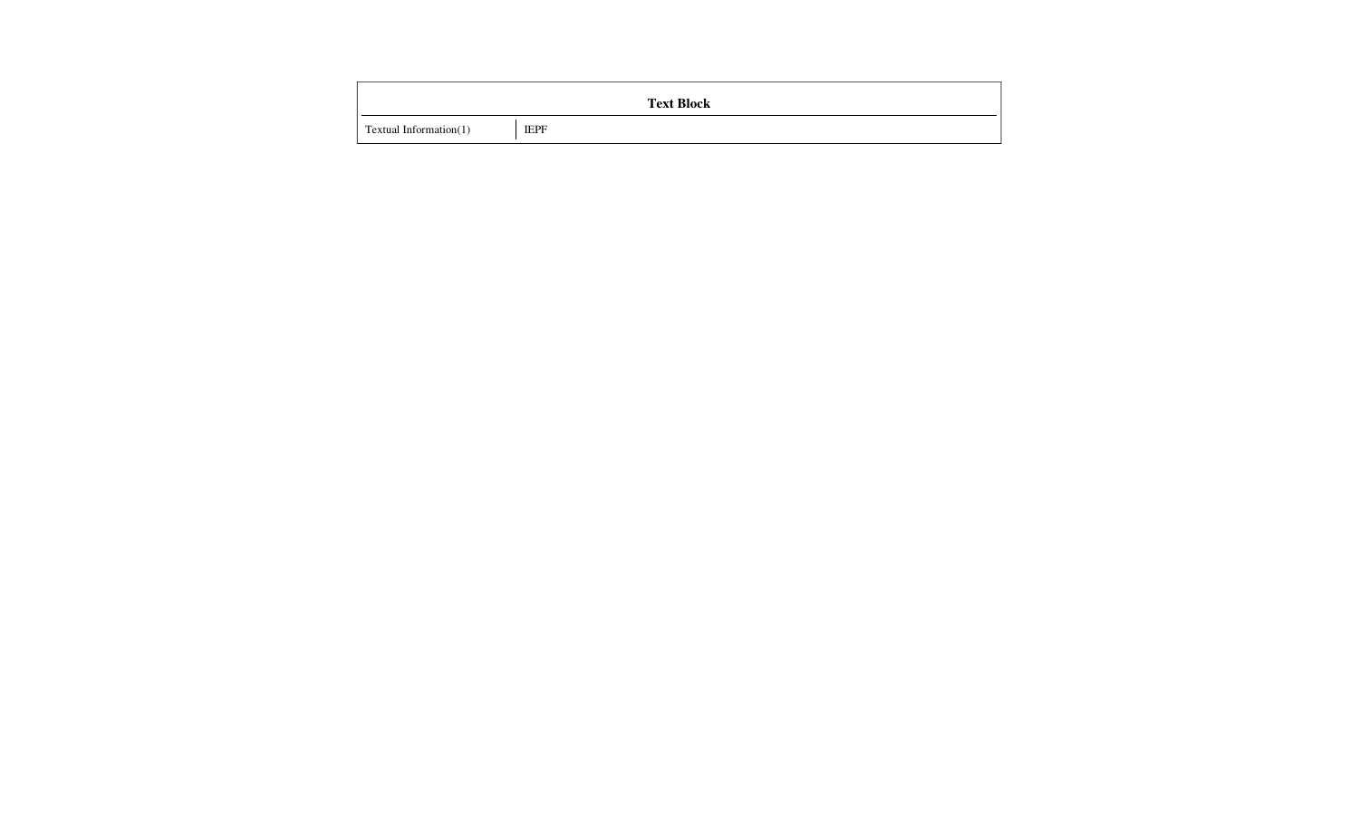| Text Block | |
|---|---|
| Textual Information(1) | IEPF |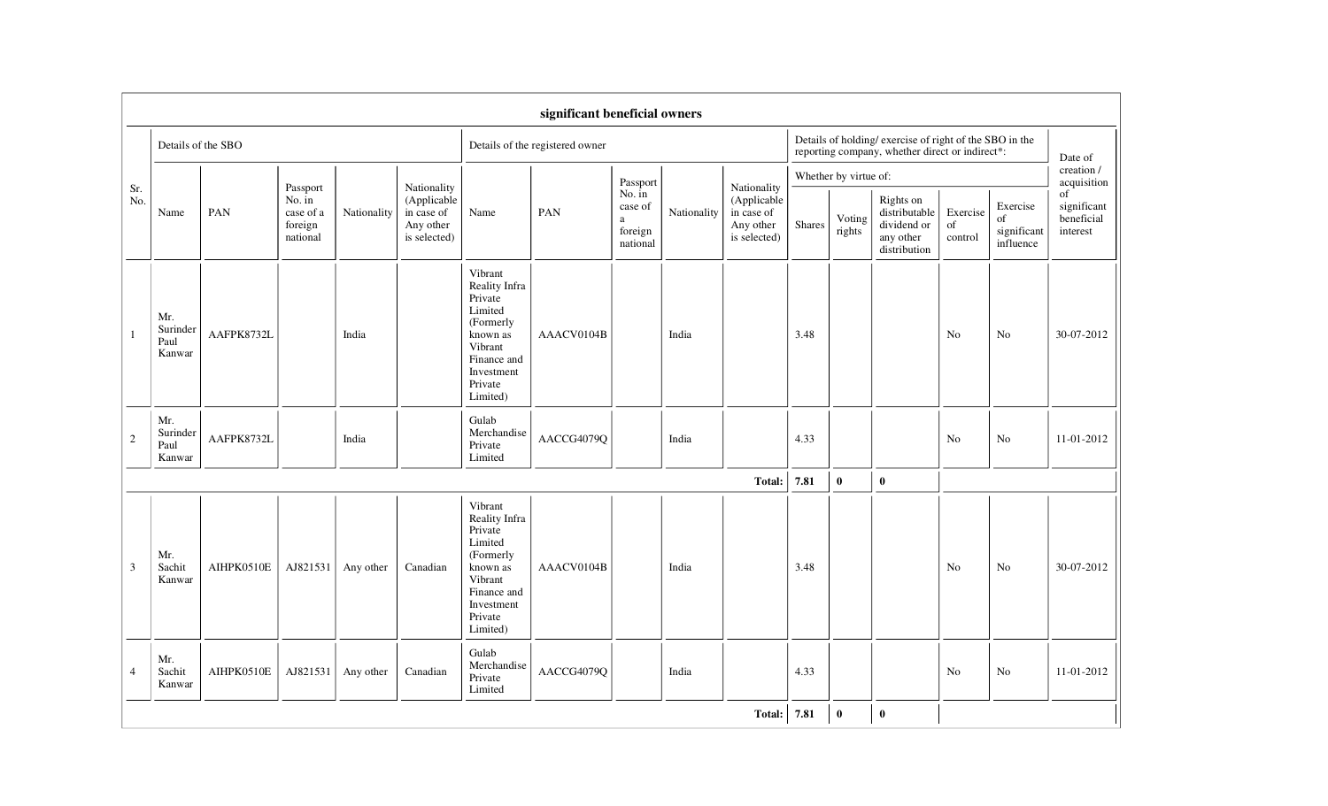## significant beneficial owners

| Sr. No. | Details of the SBO | | | | | Details of the registered owner | | | | | Details of holding/ exercise of right of the SBO in the reporting company, whether direct or indirect*: | | | | | Date of creation / acquisition of significant beneficial interest |
|---|---|---|---|---|---|---|---|---|---|---|---|---|---|---|---|---|
| | | | | | | | | | | | Whether by virtue of: | | | | | |
| | Name | PAN | Passport No. in case of a foreign national | Nationality | Nationality (Applicable in case of Any other is selected) | Name | PAN | Passport No. in case of a foreign national | Nationality | Nationality (Applicable in case of Any other is selected) | Shares | Voting rights | Rights on distributable dividend or any other distribution | Exercise of control | Exercise of significant influence | |
| 1 | Mr. Surinder Paul Kanwar | AAFPK8732L | | India | | Vibrant Reality Infra Private Limited (Formerly known as Vibrant Finance and Investment Private Limited) | AAACV0104B | | India | | 3.48 | | | No | No | 30-07-2012 |
| 2 | Mr. Surinder Paul Kanwar | AAFPK8732L | | India | | Gulab Merchandise Private Limited | AACCG4079Q | | India | | 4.33 | | | No | No | 11-01-2012 |
| | | | | | | | | | | **Total:** | **7.81** | **0** | **0** | | | |
| 3 | Mr. Sachit Kanwar | AIHPK0510E | AJ821531 | Any other | Canadian | Vibrant Reality Infra Private Limited (Formerly known as Vibrant Finance and Investment Private Limited) | AAACV0104B | | India | | 3.48 | | | No | No | 30-07-2012 |
| 4 | Mr. Sachit Kanwar | AIHPK0510E | AJ821531 | Any other | Canadian | Gulab Merchandise Private Limited | AACCG4079Q | | India | | 4.33 | | | No | No | 11-01-2012 |
| | | | | | | | | | | **Total:** | **7.81** | **0** | **0** | | | |